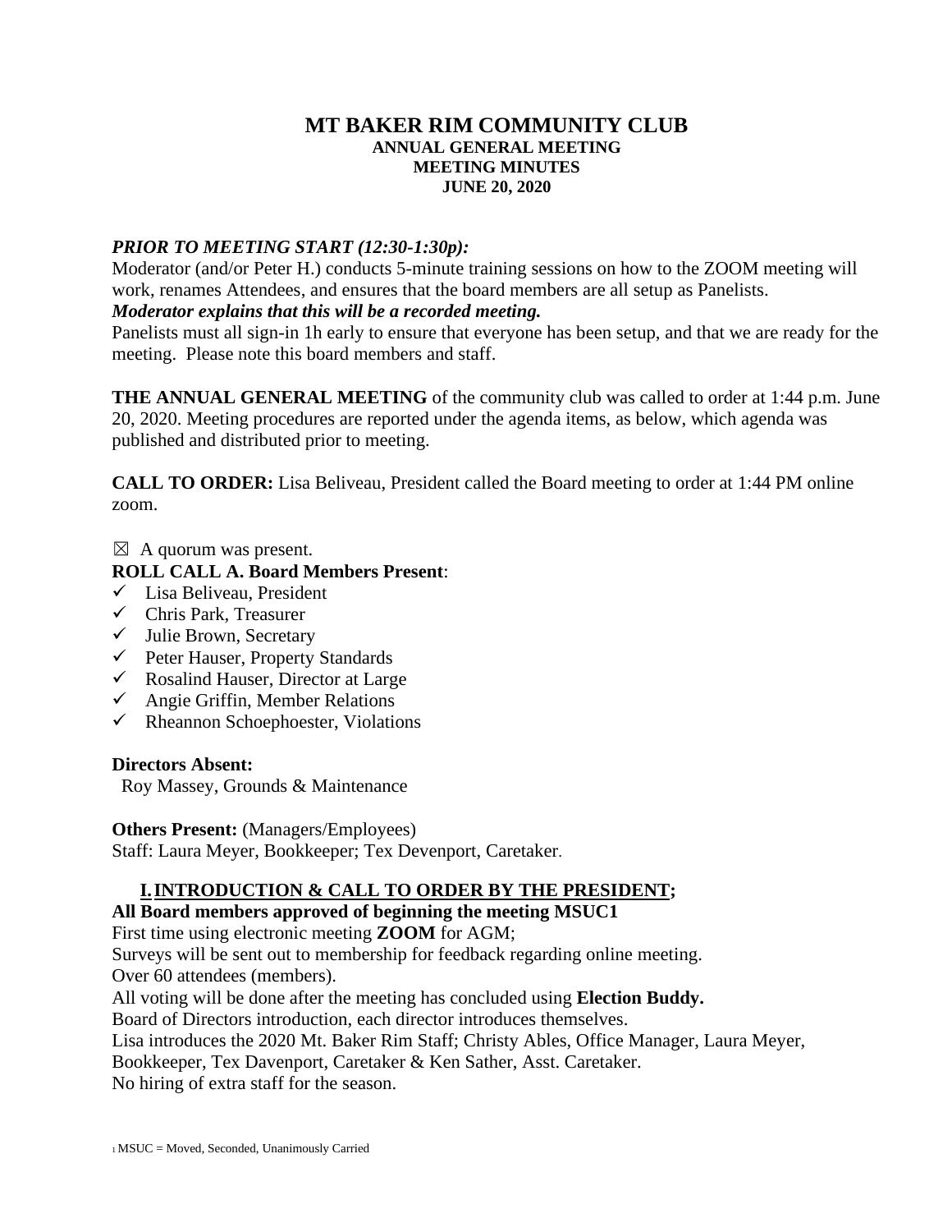# MT BAKER RIM COMMUNITY CLUB

## ANNUAL GENERAL MEETING
## MEETING MINUTES
## JUNE 20, 2020

***PRIOR TO MEETING START (12:30-1:30p):***

Moderator (and/or Peter H.) conducts 5-minute training sessions on how to the ZOOM meeting will work, renames Attendees, and ensures that the board members are all setup as Panelists.

***Moderator explains that this will be a recorded meeting.***

Panelists must all sign-in 1h early to ensure that everyone has been setup, and that we are ready for the meeting. Please note this board members and staff.

**THE ANNUAL GENERAL MEETING** of the community club was called to order at 1:44 p.m. June 20, 2020. Meeting procedures are reported under the agenda items, as below, which agenda was published and distributed prior to meeting.

**CALL TO ORDER:** Lisa Beliveau, President called the Board meeting to order at 1:44 PM online zoom.

☒ A quorum was present.

**ROLL CALL A. Board Members Present**:

- ✓ Lisa Beliveau, President
- ✓ Chris Park, Treasurer
- ✓ Julie Brown, Secretary
- ✓ Peter Hauser, Property Standards
- ✓ Rosalind Hauser, Director at Large
- ✓ Angie Griffin, Member Relations
- ✓ Rheannon Schoephoester, Violations

**Directors Absent:**

Roy Massey, Grounds & Maintenance

**Others Present:** (Managers/Employees)

Staff: Laura Meyer, Bookkeeper; Tex Devenport, Caretaker.

## I. INTRODUCTION & CALL TO ORDER BY THE PRESIDENT;

**All Board members approved of beginning the meeting MSUC[1]**

First time using electronic meeting **ZOOM** for AGM;

Surveys will be sent out to membership for feedback regarding online meeting.

Over 60 attendees (members).

All voting will be done after the meeting has concluded using **Election Buddy.**

Board of Directors introduction, each director introduces themselves.

Lisa introduces the 2020 Mt. Baker Rim Staff; Christy Ables, Office Manager, Laura Meyer, Bookkeeper, Tex Davenport, Caretaker & Ken Sather, Asst. Caretaker.

No hiring of extra staff for the season.

[1] MSUC = Moved, Seconded, Unanimously Carried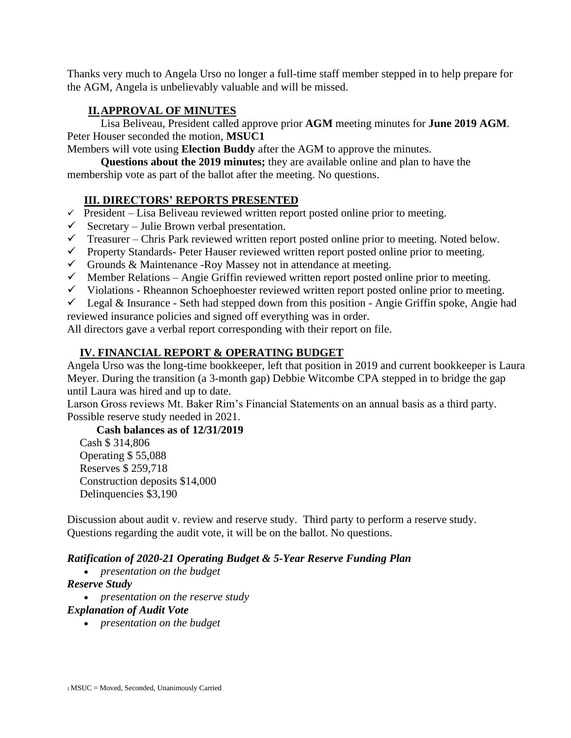Thanks very much to Angela Urso no longer a full-time staff member stepped in to help prepare for the AGM, Angela is unbelievably valuable and will be missed.

## II. APPROVAL OF MINUTES

Lisa Beliveau, President called approve prior **AGM** meeting minutes for **June 2019 AGM**. Peter Houser seconded the motion, **MSUC**[1]

Members will vote using **Election Buddy** after the AGM to approve the minutes.

**Questions about the 2019 minutes;** they are available online and plan to have the membership vote as part of the ballot after the meeting. No questions.

## III. DIRECTORS' REPORTS PRESENTED

- ✓ President – Lisa Beliveau reviewed written report posted online prior to meeting.
- ✓ Secretary – Julie Brown verbal presentation.
- ✓ Treasurer – Chris Park reviewed written report posted online prior to meeting. Noted below.
- ✓ Property Standards- Peter Hauser reviewed written report posted online prior to meeting.
- ✓ Grounds & Maintenance -Roy Massey not in attendance at meeting.
- ✓ Member Relations – Angie Griffin reviewed written report posted online prior to meeting.
- ✓ Violations - Rheannon Schoephoester reviewed written report posted online prior to meeting.
- ✓ Legal & Insurance - Seth had stepped down from this position - Angie Griffin spoke, Angie had reviewed insurance policies and signed off everything was in order.

All directors gave a verbal report corresponding with their report on file.

## IV. FINANCIAL REPORT & OPERATING BUDGET

Angela Urso was the long-time bookkeeper, left that position in 2019 and current bookkeeper is Laura Meyer. During the transition (a 3-month gap) Debbie Witcombe CPA stepped in to bridge the gap until Laura was hired and up to date.

Larson Gross reviews Mt. Baker Rim's Financial Statements on an annual basis as a third party. Possible reserve study needed in 2021.

**Cash balances as of 12/31/2019**

Cash $ 314,806
Operating $ 55,088
Reserves $ 259,718
Construction deposits $14,000
Delinquencies $3,190

Discussion about audit v. review and reserve study. Third party to perform a reserve study. Questions regarding the audit vote, it will be on the ballot. No questions.

***Ratification of 2020-21 Operating Budget & 5-Year Reserve Funding Plan***

- *presentation on the budget*

***Reserve Study***

- *presentation on the reserve study*

***Explanation of Audit Vote***

- *presentation on the budget*

[1] MSUC = Moved, Seconded, Unanimously Carried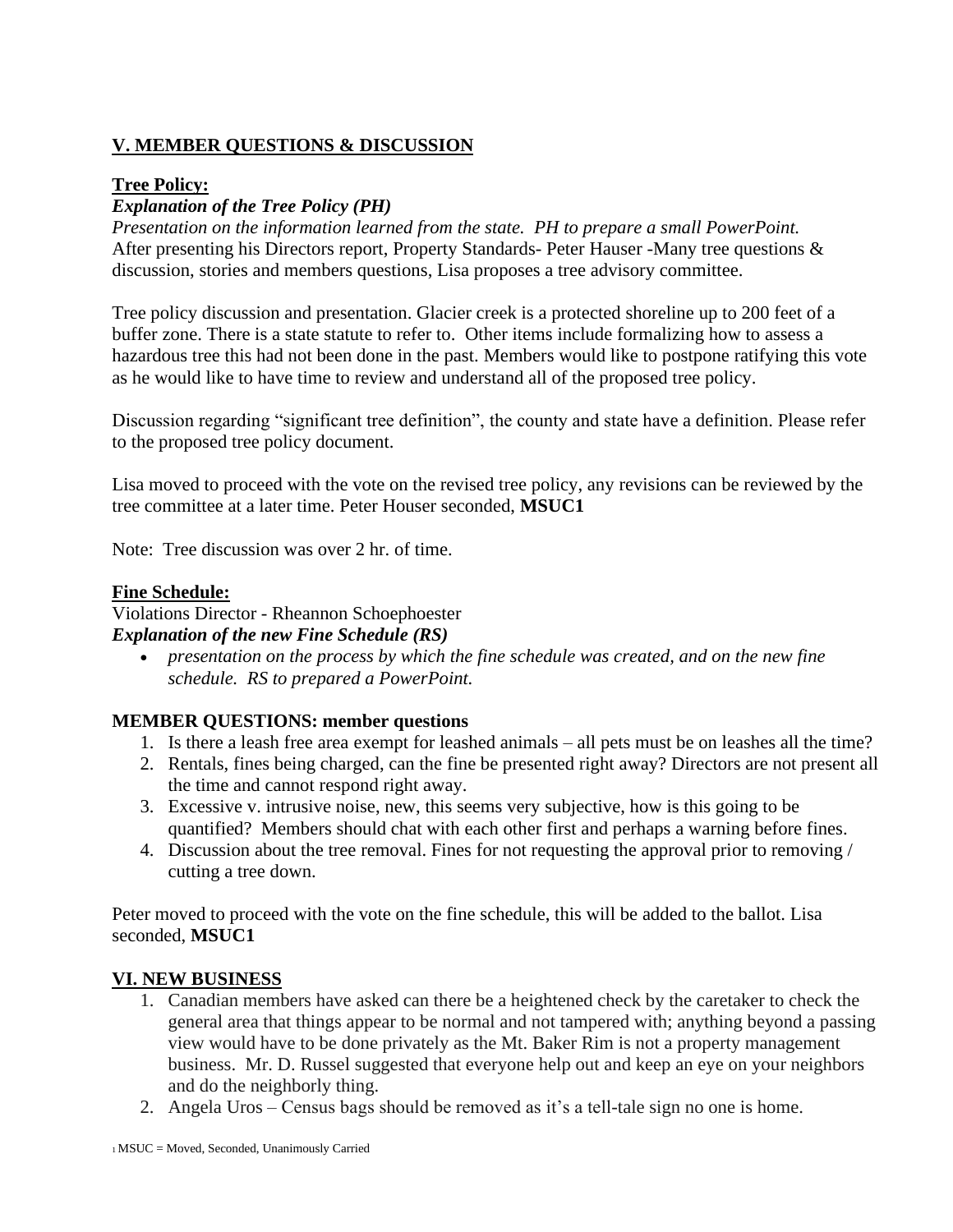## V. MEMBER QUESTIONS & DISCUSSION

**Tree Policy:**

***Explanation of the Tree Policy (PH)***

*Presentation on the information learned from the state. PH to prepare a small PowerPoint.*
After presenting his Directors report, Property Standards- Peter Hauser -Many tree questions & discussion, stories and members questions, Lisa proposes a tree advisory committee.

Tree policy discussion and presentation. Glacier creek is a protected shoreline up to 200 feet of a buffer zone. There is a state statute to refer to. Other items include formalizing how to assess a hazardous tree this had not been done in the past. Members would like to postpone ratifying this vote as he would like to have time to review and understand all of the proposed tree policy.

Discussion regarding "significant tree definition", the county and state have a definition. Please refer to the proposed tree policy document.

Lisa moved to proceed with the vote on the revised tree policy, any revisions can be reviewed by the tree committee at a later time. Peter Houser seconded, **MSUC**[1]

Note: Tree discussion was over 2 hr. of time.

**Fine Schedule:**

Violations Director - Rheannon Schoephoester

***Explanation of the new Fine Schedule (RS)***

- *presentation on the process by which the fine schedule was created, and on the new fine schedule. RS to prepared a PowerPoint.*

**MEMBER QUESTIONS: member questions**

1. Is there a leash free area exempt for leashed animals – all pets must be on leashes all the time?
2. Rentals, fines being charged, can the fine be presented right away? Directors are not present all the time and cannot respond right away.
3. Excessive v. intrusive noise, new, this seems very subjective, how is this going to be quantified? Members should chat with each other first and perhaps a warning before fines.
4. Discussion about the tree removal. Fines for not requesting the approval prior to removing / cutting a tree down.

Peter moved to proceed with the vote on the fine schedule, this will be added to the ballot. Lisa seconded, **MSUC**[1]

## VI. NEW BUSINESS

1. Canadian members have asked can there be a heightened check by the caretaker to check the general area that things appear to be normal and not tampered with; anything beyond a passing view would have to be done privately as the Mt. Baker Rim is not a property management business. Mr. D. Russel suggested that everyone help out and keep an eye on your neighbors and do the neighborly thing.
2. Angela Uros – Census bags should be removed as it's a tell-tale sign no one is home.

[1] MSUC = Moved, Seconded, Unanimously Carried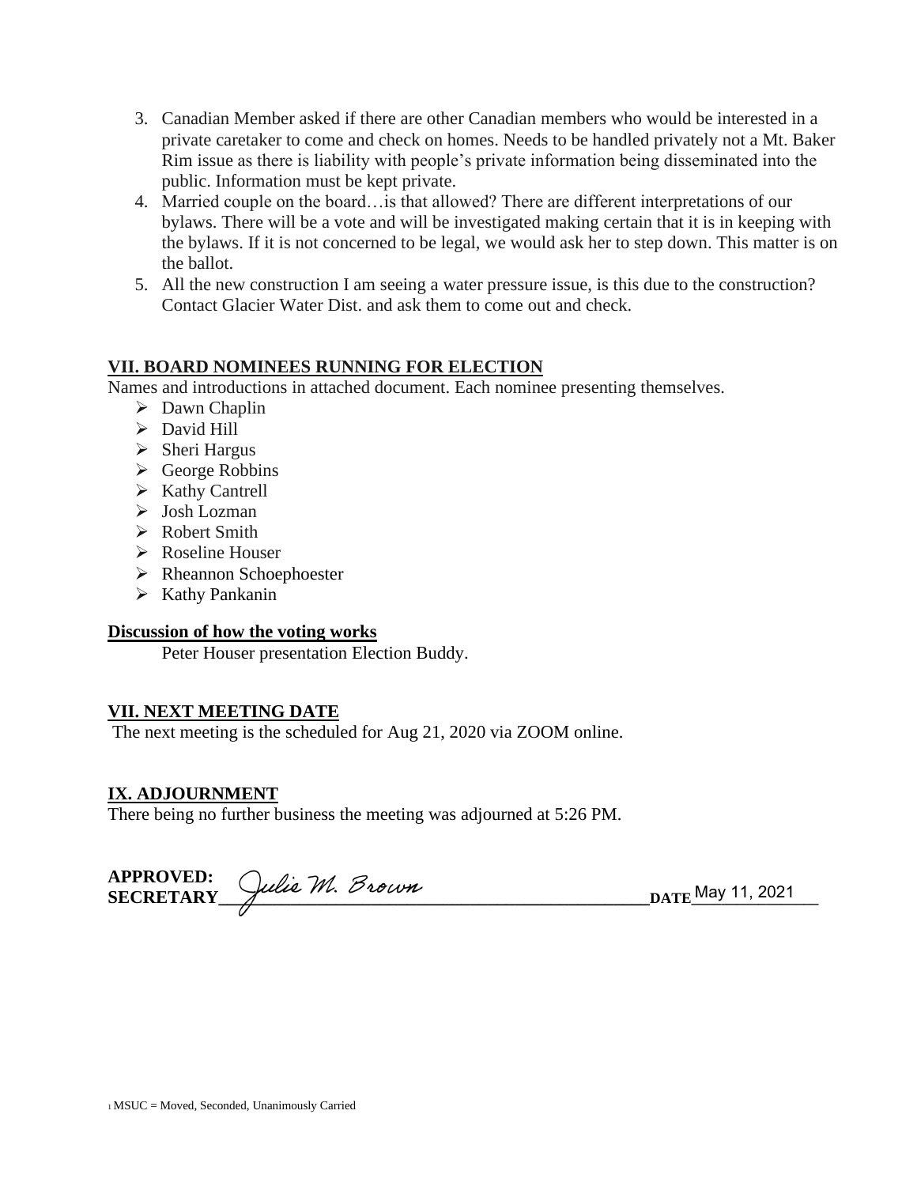3. Canadian Member asked if there are other Canadian members who would be interested in a private caretaker to come and check on homes. Needs to be handled privately not a Mt. Baker Rim issue as there is liability with people's private information being disseminated into the public. Information must be kept private.
4. Married couple on the board…is that allowed? There are different interpretations of our bylaws. There will be a vote and will be investigated making certain that it is in keeping with the bylaws. If it is not concerned to be legal, we would ask her to step down. This matter is on the ballot.
5. All the new construction I am seeing a water pressure issue, is this due to the construction? Contact Glacier Water Dist. and ask them to come out and check.

## VII. BOARD NOMINEES RUNNING FOR ELECTION

Names and introductions in attached document. Each nominee presenting themselves.

- Dawn Chaplin
- David Hill
- Sheri Hargus
- George Robbins
- Kathy Cantrell
- Josh Lozman
- Robert Smith
- Roseline Houser
- Rheannon Schoephoester
- Kathy Pankanin

### Discussion of how the voting works

Peter Houser presentation Election Buddy.

## VII. NEXT MEETING DATE

The next meeting is the scheduled for Aug 21, 2020 via ZOOM online.

## IX. ADJOURNMENT

There being no further business the meeting was adjourned at 5:26 PM.

**APPROVED:**
**SECRETARY** Julie M. Brown **DATE** May 11, 2021

[1] MSUC = Moved, Seconded, Unanimously Carried